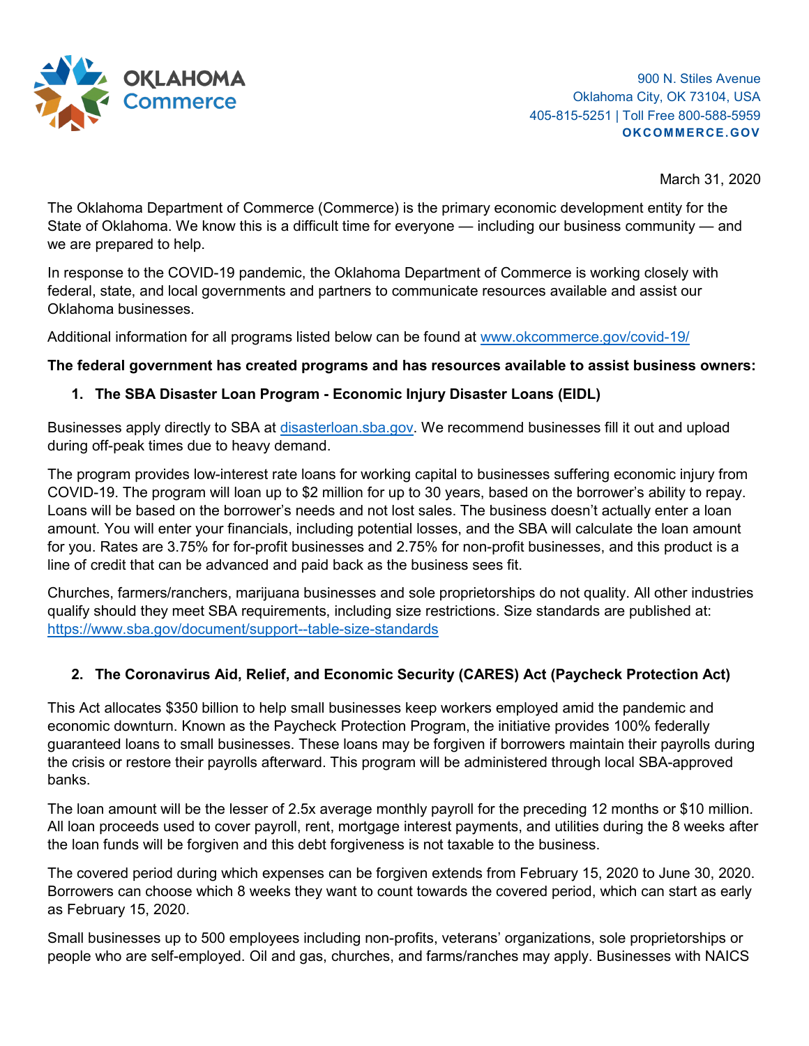**OKLAHOMA Commerce**

900 N. Stiles Avenue
Oklahoma City, OK 73104, USA
405-815-5251 | Toll Free 800-588-5959
**OKCOMMERCE.GOV**

March 31, 2020

The Oklahoma Department of Commerce (Commerce) is the primary economic development entity for the State of Oklahoma. We know this is a difficult time for everyone — including our business community — and we are prepared to help.

In response to the COVID-19 pandemic, the Oklahoma Department of Commerce is working closely with federal, state, and local governments and partners to communicate resources available and assist our Oklahoma businesses.

Additional information for all programs listed below can be found at [www.okcommerce.gov/covid-19/](www.okcommerce.gov/covid-19/)

**The federal government has created programs and has resources available to assist business owners:**

1. **The SBA Disaster Loan Program - Economic Injury Disaster Loans (EIDL)**

Businesses apply directly to SBA at [disasterloan.sba.gov](disasterloan.sba.gov). We recommend businesses fill it out and upload during off-peak times due to heavy demand.

The program provides low-interest rate loans for working capital to businesses suffering economic injury from COVID-19. The program will loan up to $2 million for up to 30 years, based on the borrower's ability to repay. Loans will be based on the borrower's needs and not lost sales. The business doesn't actually enter a loan amount. You will enter your financials, including potential losses, and the SBA will calculate the loan amount for you. Rates are 3.75% for for-profit businesses and 2.75% for non-profit businesses, and this product is a line of credit that can be advanced and paid back as the business sees fit.

Churches, farmers/ranchers, marijuana businesses and sole proprietorships do not quality. All other industries qualify should they meet SBA requirements, including size restrictions. Size standards are published at: [https://www.sba.gov/document/support--table-size-standards](https://www.sba.gov/document/support--table-size-standards)

2. **The Coronavirus Aid, Relief, and Economic Security (CARES) Act (Paycheck Protection Act)**

This Act allocates $350 billion to help small businesses keep workers employed amid the pandemic and economic downturn. Known as the Paycheck Protection Program, the initiative provides 100% federally guaranteed loans to small businesses. These loans may be forgiven if borrowers maintain their payrolls during the crisis or restore their payrolls afterward. This program will be administered through local SBA-approved banks.

The loan amount will be the lesser of 2.5x average monthly payroll for the preceding 12 months or $10 million. All loan proceeds used to cover payroll, rent, mortgage interest payments, and utilities during the 8 weeks after the loan funds will be forgiven and this debt forgiveness is not taxable to the business.

The covered period during which expenses can be forgiven extends from February 15, 2020 to June 30, 2020. Borrowers can choose which 8 weeks they want to count towards the covered period, which can start as early as February 15, 2020.

Small businesses up to 500 employees including non-profits, veterans' organizations, sole proprietorships or people who are self-employed. Oil and gas, churches, and farms/ranches may apply. Businesses with NAICS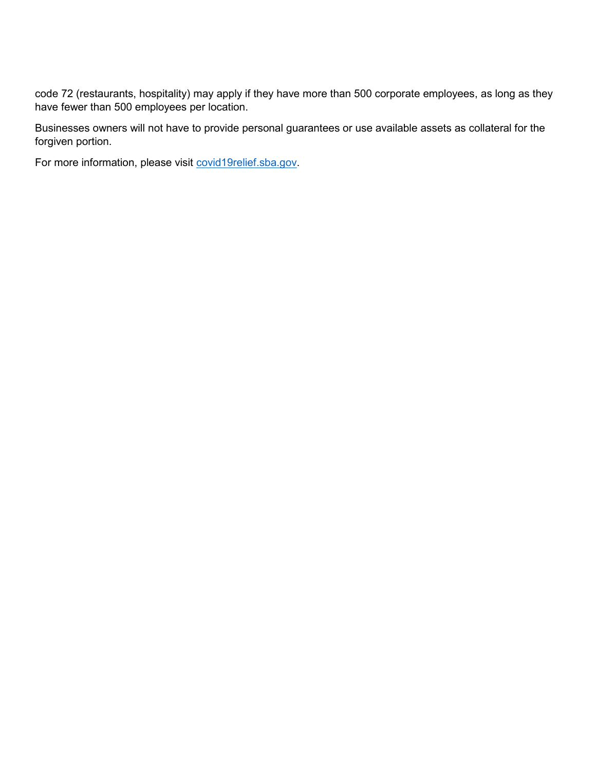code 72 (restaurants, hospitality) may apply if they have more than 500 corporate employees, as long as they have fewer than 500 employees per location.

Businesses owners will not have to provide personal guarantees or use available assets as collateral for the forgiven portion.

For more information, please visit [covid19relief.sba.gov](https://covid19relief.sba.gov).